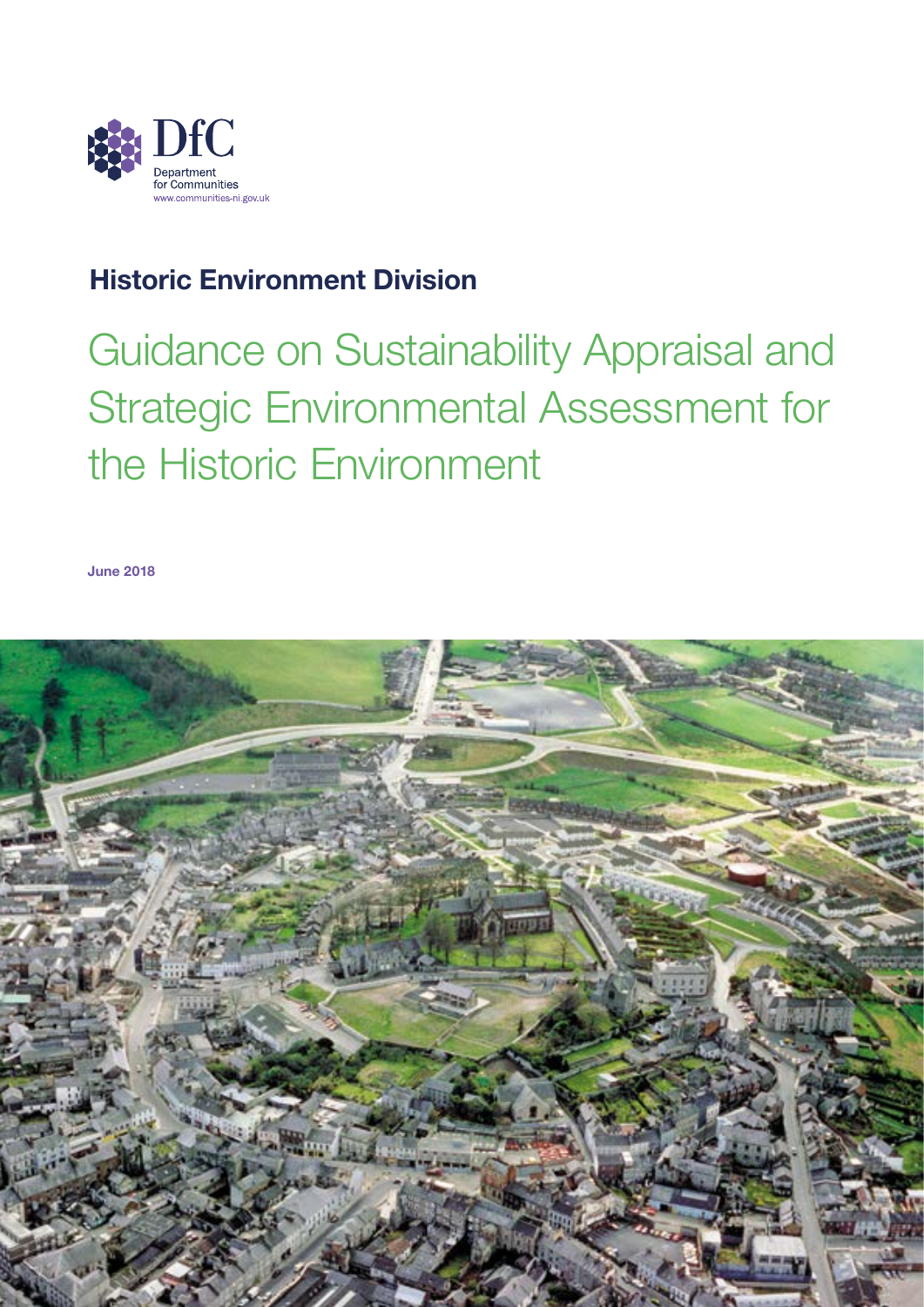DfC

Department for Communities

www.communities-ni.gov.uk

## Historic Environment Division

# Guidance on Sustainability Appraisal and Strategic Environmental Assessment for the Historic Environment

**June 2018**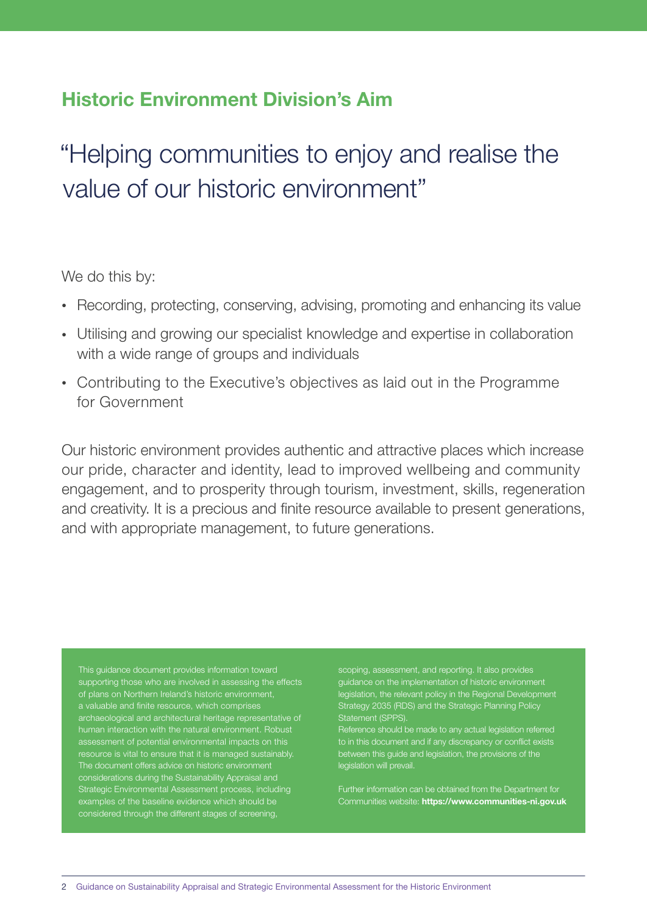## Historic Environment Division's Aim

# "Helping communities to enjoy and realise the value of our historic environment"

We do this by:

- Recording, protecting, conserving, advising, promoting and enhancing its value
- Utilising and growing our specialist knowledge and expertise in collaboration with a wide range of groups and individuals
- Contributing to the Executive's objectives as laid out in the Programme for Government

Our historic environment provides authentic and attractive places which increase our pride, character and identity, lead to improved wellbeing and community engagement, and to prosperity through tourism, investment, skills, regeneration and creativity. It is a precious and finite resource available to present generations, and with appropriate management, to future generations.

This guidance document provides information toward supporting those who are involved in assessing the effects of plans on Northern Ireland's historic environment, a valuable and finite resource, which comprises archaeological and architectural heritage representative of human interaction with the natural environment. Robust assessment of potential environmental impacts on this resource is vital to ensure that it is managed sustainably. The document offers advice on historic environment considerations during the Sustainability Appraisal and Strategic Environmental Assessment process, including examples of the baseline evidence which should be considered through the different stages of screening, scoping, assessment, and reporting. It also provides guidance on the implementation of historic environment legislation, the relevant policy in the Regional Development Strategy 2035 (RDS) and the Strategic Planning Policy Statement (SPPS).

Reference should be made to any actual legislation referred to in this document and if any discrepancy or conflict exists between this guide and legislation, the provisions of the legislation will prevail.

Further information can be obtained from the Department for Communities website: **https://www.communities-ni.gov.uk**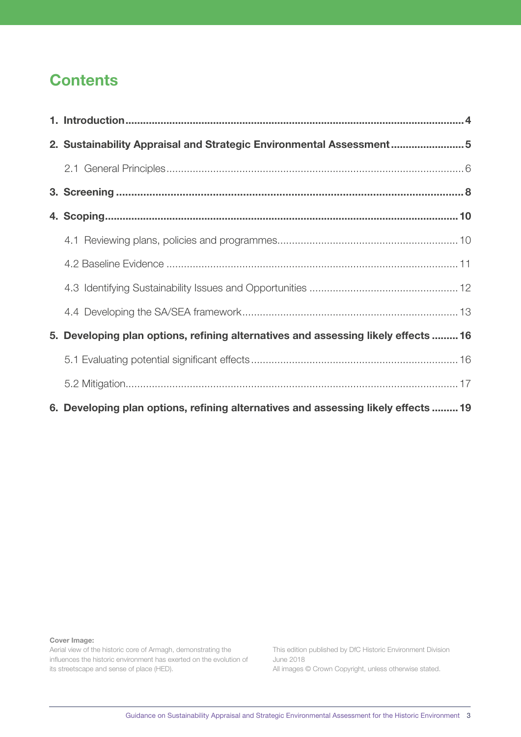# Contents

**1. Introduction** .......... **4**

**2. Sustainability Appraisal and Strategic Environmental Assessment** .......... **5**

2.1 General Principles .......... 6

**3. Screening** .......... **8**

**4. Scoping** .......... **10**

4.1 Reviewing plans, policies and programmes .......... 10

4.2 Baseline Evidence .......... 11

4.3 Identifying Sustainability Issues and Opportunities .......... 12

4.4 Developing the SA/SEA framework .......... 13

**5. Developing plan options, refining alternatives and assessing likely effects** .......... **16**

5.1 Evaluating potential significant effects .......... 16

5.2 Mitigation .......... 17

**6. Developing plan options, refining alternatives and assessing likely effects** .......... **19**

**Cover Image:**
Aerial view of the historic core of Armagh, demonstrating the influences the historic environment has exerted on the evolution of its streetscape and sense of place (HED).

This edition published by DfC Historic Environment Division
June 2018
All images © Crown Copyright, unless otherwise stated.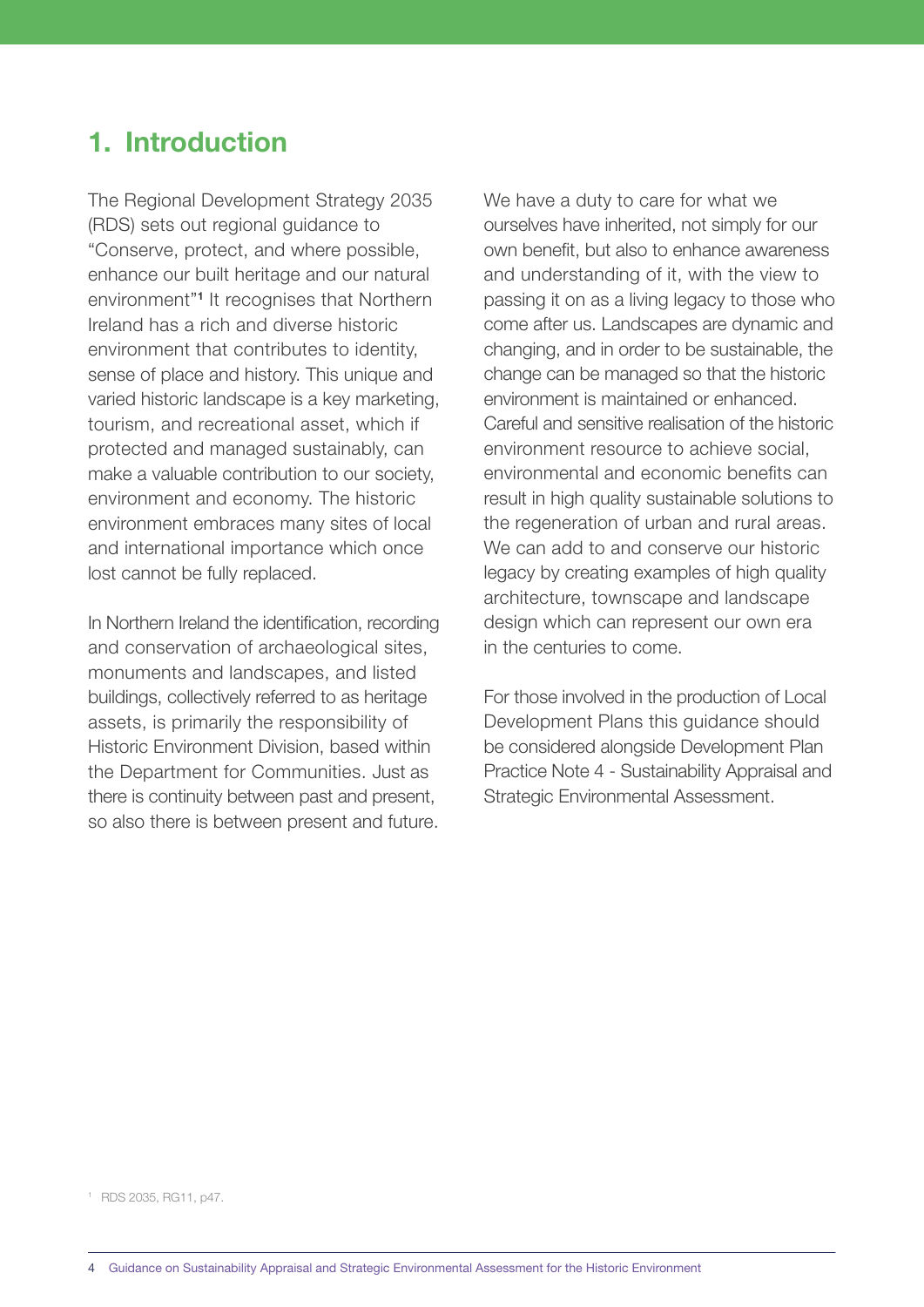# 1. Introduction

The Regional Development Strategy 2035 (RDS) sets out regional guidance to "Conserve, protect, and where possible, enhance our built heritage and our natural environment"[1] It recognises that Northern Ireland has a rich and diverse historic environment that contributes to identity, sense of place and history. This unique and varied historic landscape is a key marketing, tourism, and recreational asset, which if protected and managed sustainably, can make a valuable contribution to our society, environment and economy. The historic environment embraces many sites of local and international importance which once lost cannot be fully replaced.

In Northern Ireland the identification, recording and conservation of archaeological sites, monuments and landscapes, and listed buildings, collectively referred to as heritage assets, is primarily the responsibility of Historic Environment Division, based within the Department for Communities. Just as there is continuity between past and present, so also there is between present and future. We have a duty to care for what we ourselves have inherited, not simply for our own benefit, but also to enhance awareness and understanding of it, with the view to passing it on as a living legacy to those who come after us. Landscapes are dynamic and changing, and in order to be sustainable, the change can be managed so that the historic environment is maintained or enhanced. Careful and sensitive realisation of the historic environment resource to achieve social, environmental and economic benefits can result in high quality sustainable solutions to the regeneration of urban and rural areas. We can add to and conserve our historic legacy by creating examples of high quality architecture, townscape and landscape design which can represent our own era in the centuries to come.

For those involved in the production of Local Development Plans this guidance should be considered alongside Development Plan Practice Note 4 - Sustainability Appraisal and Strategic Environmental Assessment.

[1] RDS 2035, RG11, p47.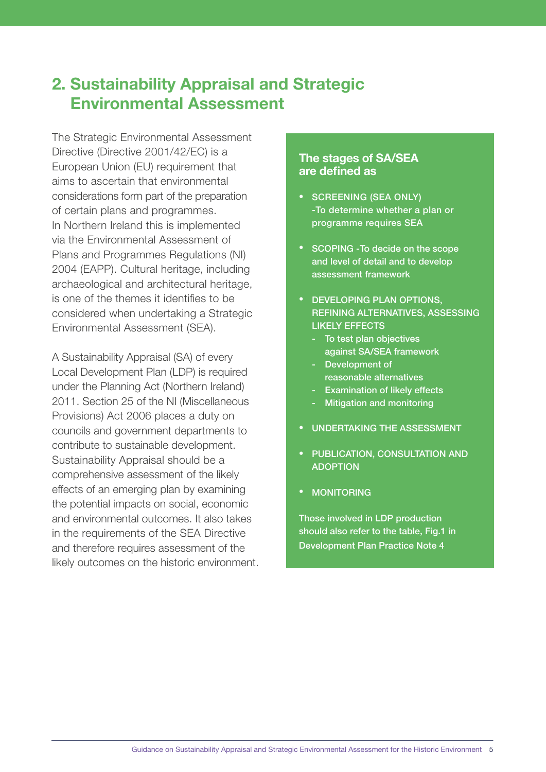## 2. Sustainability Appraisal and Strategic Environmental Assessment

The Strategic Environmental Assessment Directive (Directive 2001/42/EC) is a European Union (EU) requirement that aims to ascertain that environmental considerations form part of the preparation of certain plans and programmes. In Northern Ireland this is implemented via the Environmental Assessment of Plans and Programmes Regulations (NI) 2004 (EAPP). Cultural heritage, including archaeological and architectural heritage, is one of the themes it identifies to be considered when undertaking a Strategic Environmental Assessment (SEA).

A Sustainability Appraisal (SA) of every Local Development Plan (LDP) is required under the Planning Act (Northern Ireland) 2011. Section 25 of the NI (Miscellaneous Provisions) Act 2006 places a duty on councils and government departments to contribute to sustainable development. Sustainability Appraisal should be a comprehensive assessment of the likely effects of an emerging plan by examining the potential impacts on social, economic and environmental outcomes. It also takes in the requirements of the SEA Directive and therefore requires assessment of the likely outcomes on the historic environment.

### The stages of SA/SEA are defined as

- SCREENING (SEA ONLY) -To determine whether a plan or programme requires SEA
- SCOPING -To decide on the scope and level of detail and to develop assessment framework
- DEVELOPING PLAN OPTIONS, REFINING ALTERNATIVES, ASSESSING LIKELY EFFECTS
  - To test plan objectives against SA/SEA framework
  - Development of reasonable alternatives
  - Examination of likely effects
  - Mitigation and monitoring
- UNDERTAKING THE ASSESSMENT
- PUBLICATION, CONSULTATION AND ADOPTION
- MONITORING

Those involved in LDP production should also refer to the table, Fig.1 in Development Plan Practice Note 4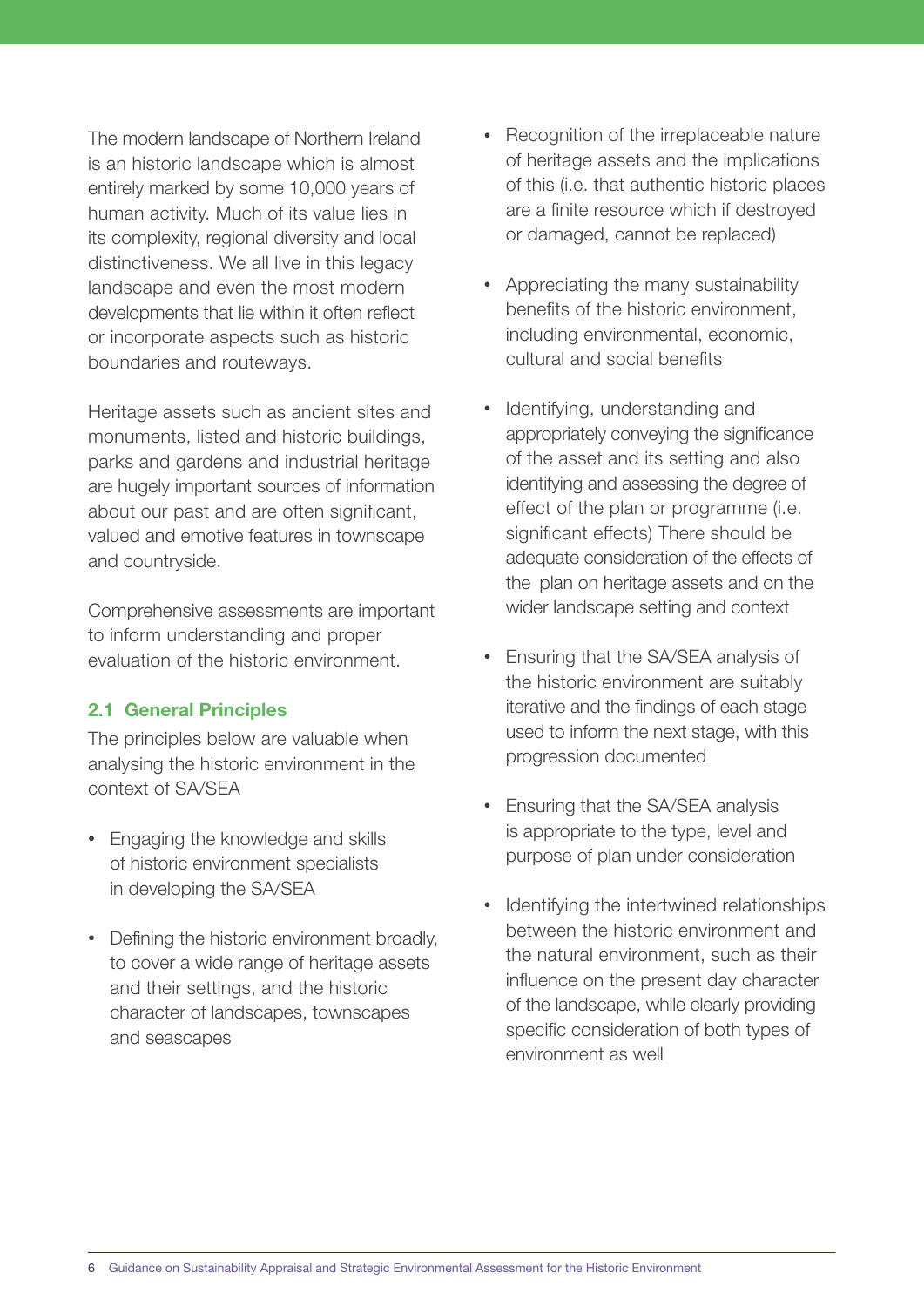The modern landscape of Northern Ireland is an historic landscape which is almost entirely marked by some 10,000 years of human activity. Much of its value lies in its complexity, regional diversity and local distinctiveness. We all live in this legacy landscape and even the most modern developments that lie within it often reflect or incorporate aspects such as historic boundaries and routeways.

Heritage assets such as ancient sites and monuments, listed and historic buildings, parks and gardens and industrial heritage are hugely important sources of information about our past and are often significant, valued and emotive features in townscape and countryside.

Comprehensive assessments are important to inform understanding and proper evaluation of the historic environment.

## 2.1 General Principles

The principles below are valuable when analysing the historic environment in the context of SA/SEA

- Engaging the knowledge and skills of historic environment specialists in developing the SA/SEA
- Defining the historic environment broadly, to cover a wide range of heritage assets and their settings, and the historic character of landscapes, townscapes and seascapes
- Recognition of the irreplaceable nature of heritage assets and the implications of this (i.e. that authentic historic places are a finite resource which if destroyed or damaged, cannot be replaced)
- Appreciating the many sustainability benefits of the historic environment, including environmental, economic, cultural and social benefits
- Identifying, understanding and appropriately conveying the significance of the asset and its setting and also identifying and assessing the degree of effect of the plan or programme (i.e. significant effects) There should be adequate consideration of the effects of the plan on heritage assets and on the wider landscape setting and context
- Ensuring that the SA/SEA analysis of the historic environment are suitably iterative and the findings of each stage used to inform the next stage, with this progression documented
- Ensuring that the SA/SEA analysis is appropriate to the type, level and purpose of plan under consideration
- Identifying the intertwined relationships between the historic environment and the natural environment, such as their influence on the present day character of the landscape, while clearly providing specific consideration of both types of environment as well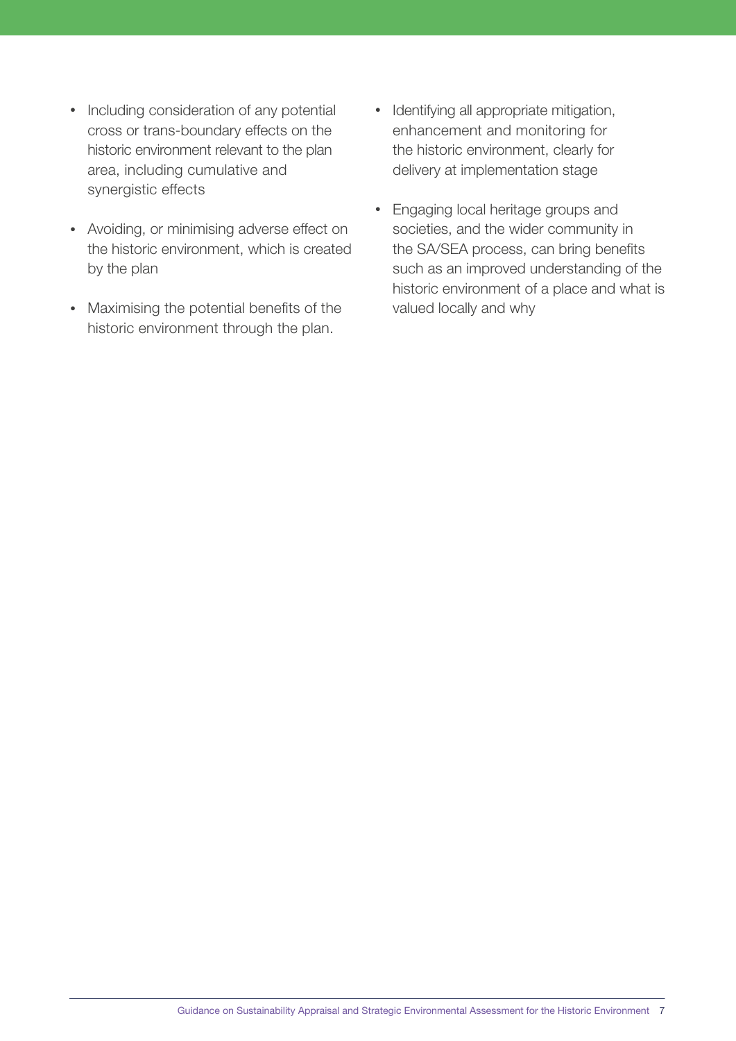- Including consideration of any potential cross or trans-boundary effects on the historic environment relevant to the plan area, including cumulative and synergistic effects
- Avoiding, or minimising adverse effect on the historic environment, which is created by the plan
- Maximising the potential benefits of the historic environment through the plan.
- Identifying all appropriate mitigation, enhancement and monitoring for the historic environment, clearly for delivery at implementation stage
- Engaging local heritage groups and societies, and the wider community in the SA/SEA process, can bring benefits such as an improved understanding of the historic environment of a place and what is valued locally and why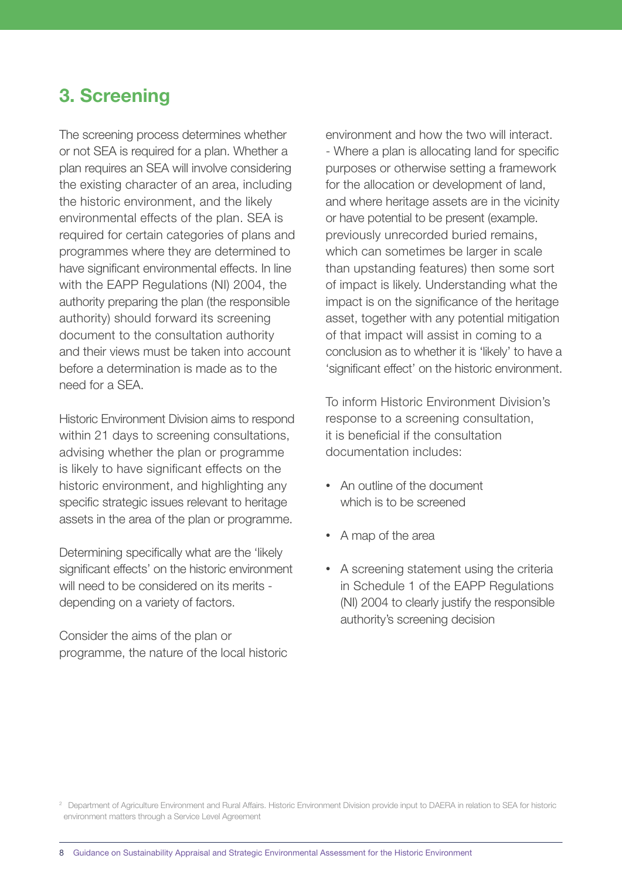# 3. Screening

The screening process determines whether or not SEA is required for a plan. Whether a plan requires an SEA will involve considering the existing character of an area, including the historic environment, and the likely environmental effects of the plan. SEA is required for certain categories of plans and programmes where they are determined to have significant environmental effects. In line with the EAPP Regulations (NI) 2004, the authority preparing the plan (the responsible authority) should forward its screening document to the consultation authority and their views must be taken into account before a determination is made as to the need for a SEA.

Historic Environment Division aims to respond within 21 days to screening consultations, advising whether the plan or programme is likely to have significant effects on the historic environment, and highlighting any specific strategic issues relevant to heritage assets in the area of the plan or programme.

Determining specifically what are the 'likely significant effects' on the historic environment will need to be considered on its merits - depending on a variety of factors.

Consider the aims of the plan or programme, the nature of the local historic environment and how the two will interact.
- Where a plan is allocating land for specific purposes or otherwise setting a framework for the allocation or development of land, and where heritage assets are in the vicinity or have potential to be present (example. previously unrecorded buried remains, which can sometimes be larger in scale than upstanding features) then some sort of impact is likely. Understanding what the impact is on the significance of the heritage asset, together with any potential mitigation of that impact will assist in coming to a conclusion as to whether it is 'likely' to have a 'significant effect' on the historic environment.

To inform Historic Environment Division's response to a screening consultation, it is beneficial if the consultation documentation includes:

- An outline of the document which is to be screened
- A map of the area
- A screening statement using the criteria in Schedule 1 of the EAPP Regulations (NI) 2004 to clearly justify the responsible authority's screening decision

[2] Department of Agriculture Environment and Rural Affairs. Historic Environment Division provide input to DAERA in relation to SEA for historic environment matters through a Service Level Agreement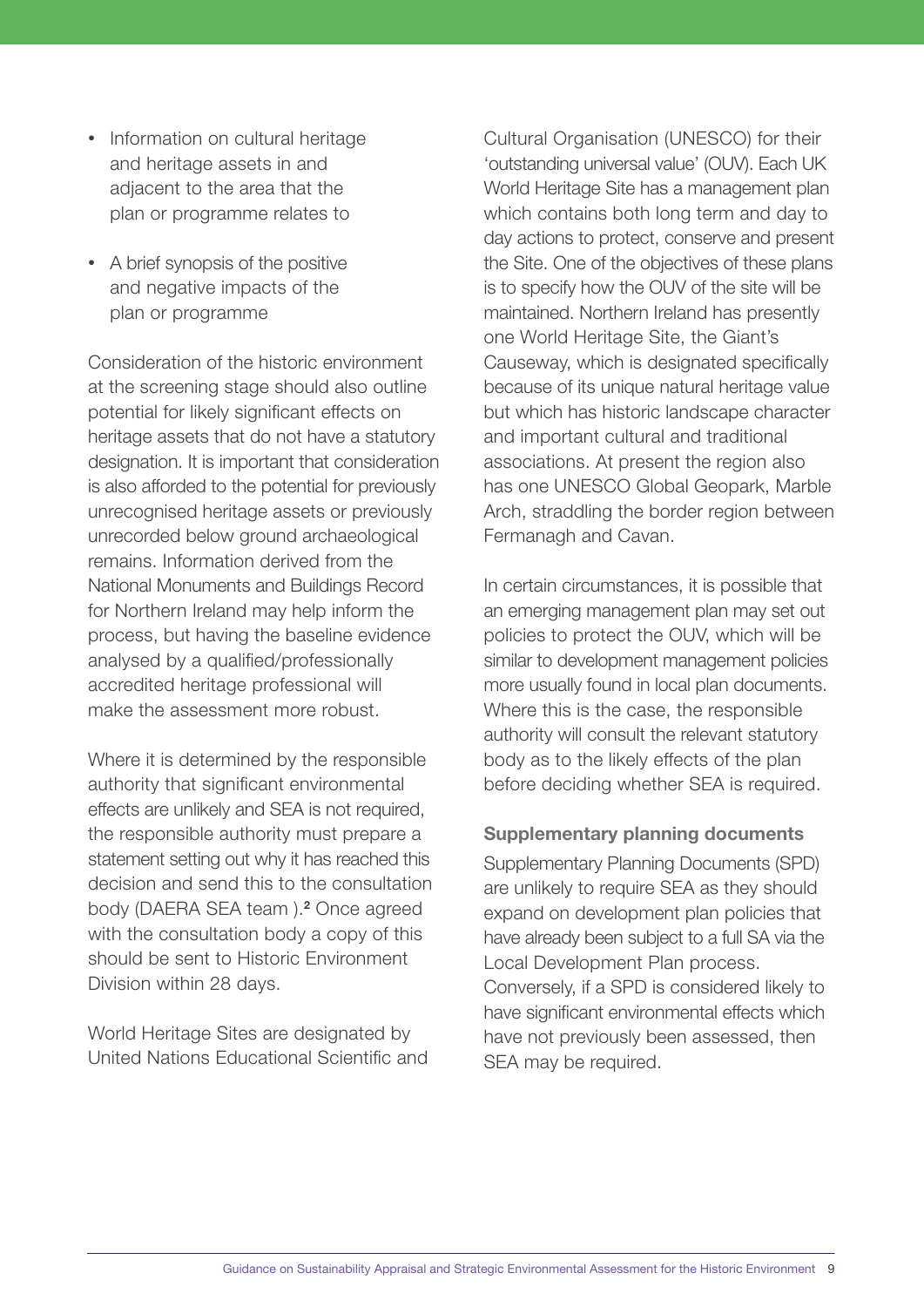- Information on cultural heritage and heritage assets in and adjacent to the area that the plan or programme relates to
- A brief synopsis of the positive and negative impacts of the plan or programme

Consideration of the historic environment at the screening stage should also outline potential for likely significant effects on heritage assets that do not have a statutory designation. It is important that consideration is also afforded to the potential for previously unrecognised heritage assets or previously unrecorded below ground archaeological remains. Information derived from the National Monuments and Buildings Record for Northern Ireland may help inform the process, but having the baseline evidence analysed by a qualified/professionally accredited heritage professional will make the assessment more robust.

Where it is determined by the responsible authority that significant environmental effects are unlikely and SEA is not required, the responsible authority must prepare a statement setting out why it has reached this decision and send this to the consultation body (DAERA SEA team ).[2] Once agreed with the consultation body a copy of this should be sent to Historic Environment Division within 28 days.

World Heritage Sites are designated by United Nations Educational Scientific and Cultural Organisation (UNESCO) for their 'outstanding universal value' (OUV). Each UK World Heritage Site has a management plan which contains both long term and day to day actions to protect, conserve and present the Site. One of the objectives of these plans is to specify how the OUV of the site will be maintained. Northern Ireland has presently one World Heritage Site, the Giant's Causeway, which is designated specifically because of its unique natural heritage value but which has historic landscape character and important cultural and traditional associations. At present the region also has one UNESCO Global Geopark, Marble Arch, straddling the border region between Fermanagh and Cavan.

In certain circumstances, it is possible that an emerging management plan may set out policies to protect the OUV, which will be similar to development management policies more usually found in local plan documents. Where this is the case, the responsible authority will consult the relevant statutory body as to the likely effects of the plan before deciding whether SEA is required.

### Supplementary planning documents

Supplementary Planning Documents (SPD) are unlikely to require SEA as they should expand on development plan policies that have already been subject to a full SA via the Local Development Plan process. Conversely, if a SPD is considered likely to have significant environmental effects which have not previously been assessed, then SEA may be required.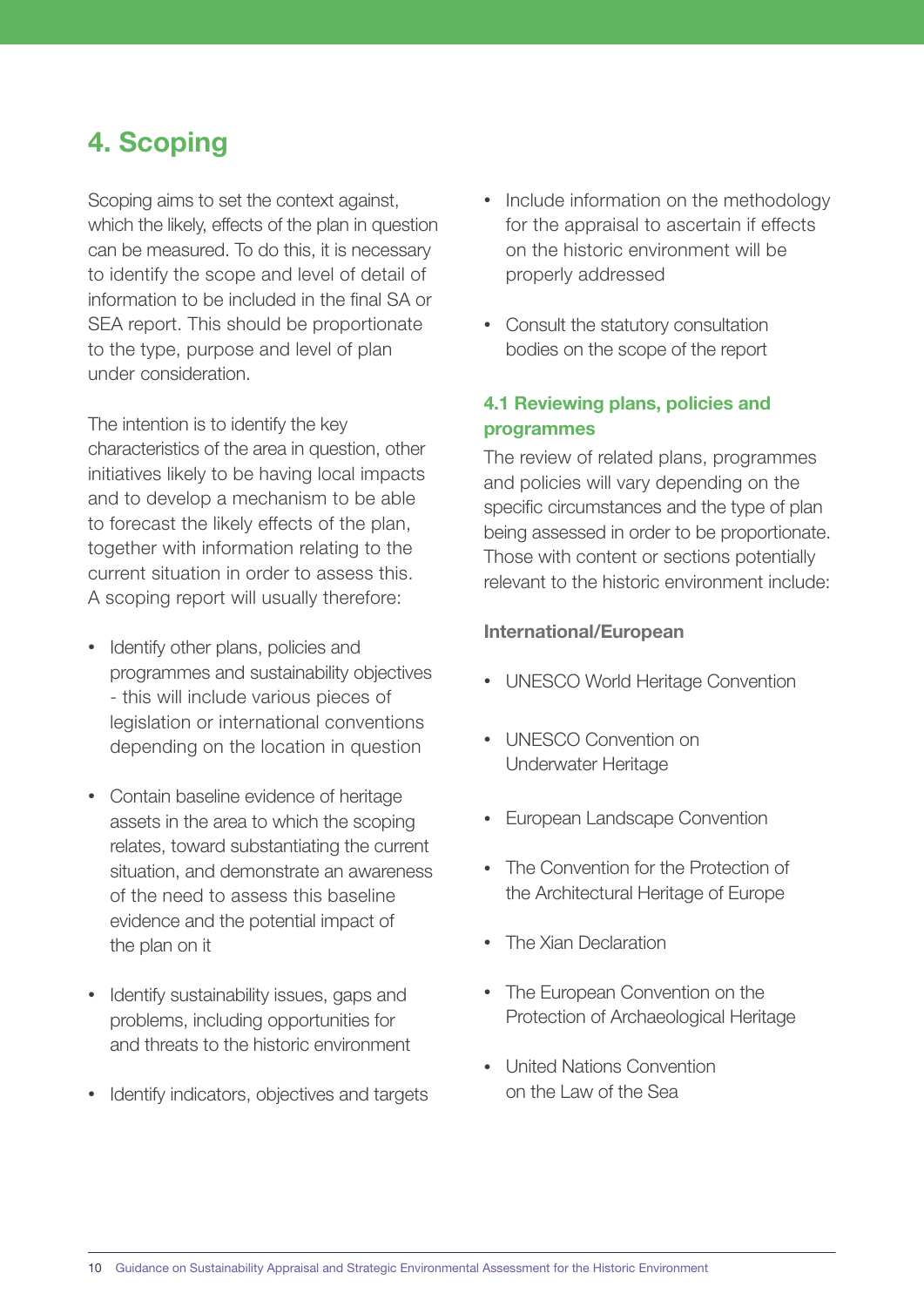# 4. Scoping

Scoping aims to set the context against, which the likely, effects of the plan in question can be measured. To do this, it is necessary to identify the scope and level of detail of information to be included in the final SA or SEA report. This should be proportionate to the type, purpose and level of plan under consideration.

The intention is to identify the key characteristics of the area in question, other initiatives likely to be having local impacts and to develop a mechanism to be able to forecast the likely effects of the plan, together with information relating to the current situation in order to assess this. A scoping report will usually therefore:

- Identify other plans, policies and programmes and sustainability objectives - this will include various pieces of legislation or international conventions depending on the location in question
- Contain baseline evidence of heritage assets in the area to which the scoping relates, toward substantiating the current situation, and demonstrate an awareness of the need to assess this baseline evidence and the potential impact of the plan on it
- Identify sustainability issues, gaps and problems, including opportunities for and threats to the historic environment
- Identify indicators, objectives and targets
- Include information on the methodology for the appraisal to ascertain if effects on the historic environment will be properly addressed
- Consult the statutory consultation bodies on the scope of the report

## 4.1 Reviewing plans, policies and programmes

The review of related plans, programmes and policies will vary depending on the specific circumstances and the type of plan being assessed in order to be proportionate. Those with content or sections potentially relevant to the historic environment include:

**International/European**

- UNESCO World Heritage Convention
- UNESCO Convention on Underwater Heritage
- European Landscape Convention
- The Convention for the Protection of the Architectural Heritage of Europe
- The Xian Declaration
- The European Convention on the Protection of Archaeological Heritage
- United Nations Convention on the Law of the Sea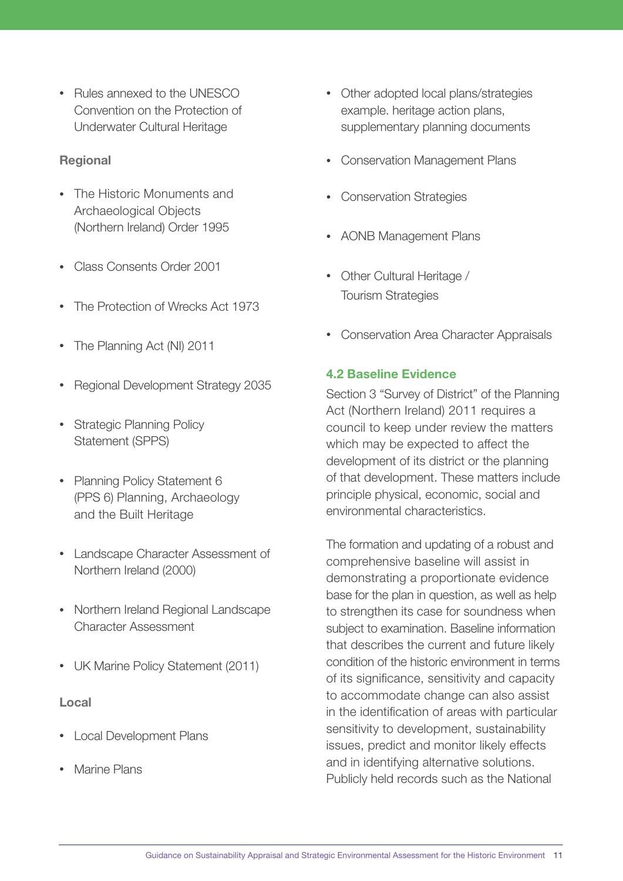- Rules annexed to the UNESCO Convention on the Protection of Underwater Cultural Heritage

**Regional**

- The Historic Monuments and Archaeological Objects (Northern Ireland) Order 1995
- Class Consents Order 2001
- The Protection of Wrecks Act 1973
- The Planning Act (NI) 2011
- Regional Development Strategy 2035
- Strategic Planning Policy Statement (SPPS)
- Planning Policy Statement 6 (PPS 6) Planning, Archaeology and the Built Heritage
- Landscape Character Assessment of Northern Ireland (2000)
- Northern Ireland Regional Landscape Character Assessment
- UK Marine Policy Statement (2011)

**Local**

- Local Development Plans
- Marine Plans
- Other adopted local plans/strategies example. heritage action plans, supplementary planning documents
- Conservation Management Plans
- Conservation Strategies
- AONB Management Plans
- Other Cultural Heritage / Tourism Strategies
- Conservation Area Character Appraisals

## 4.2 Baseline Evidence

Section 3 "Survey of District" of the Planning Act (Northern Ireland) 2011 requires a council to keep under review the matters which may be expected to affect the development of its district or the planning of that development. These matters include principle physical, economic, social and environmental characteristics.

The formation and updating of a robust and comprehensive baseline will assist in demonstrating a proportionate evidence base for the plan in question, as well as help to strengthen its case for soundness when subject to examination. Baseline information that describes the current and future likely condition of the historic environment in terms of its significance, sensitivity and capacity to accommodate change can also assist in the identification of areas with particular sensitivity to development, sustainability issues, predict and monitor likely effects and in identifying alternative solutions. Publicly held records such as the National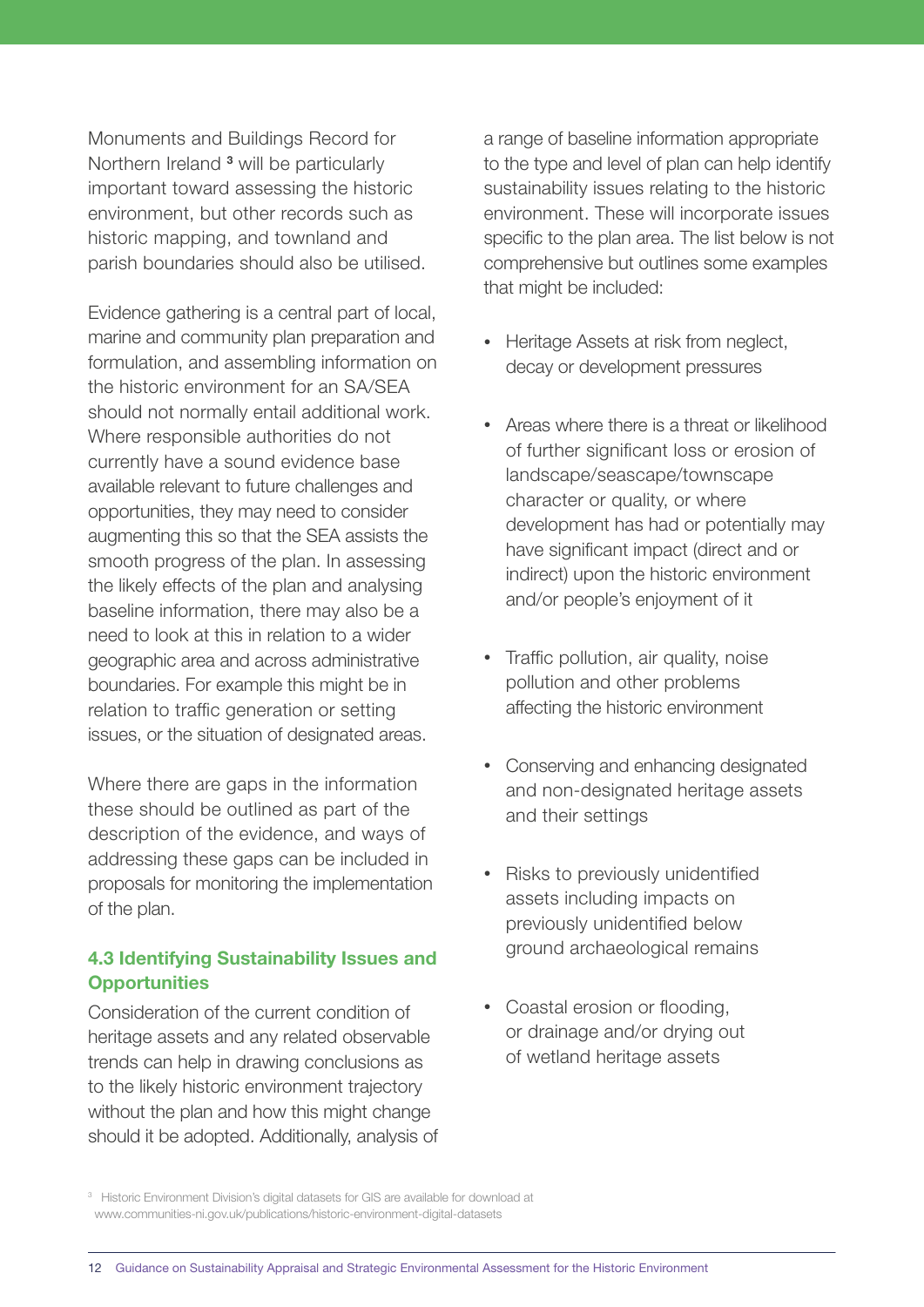Monuments and Buildings Record for Northern Ireland [3] will be particularly important toward assessing the historic environment, but other records such as historic mapping, and townland and parish boundaries should also be utilised.

Evidence gathering is a central part of local, marine and community plan preparation and formulation, and assembling information on the historic environment for an SA/SEA should not normally entail additional work. Where responsible authorities do not currently have a sound evidence base available relevant to future challenges and opportunities, they may need to consider augmenting this so that the SEA assists the smooth progress of the plan. In assessing the likely effects of the plan and analysing baseline information, there may also be a need to look at this in relation to a wider geographic area and across administrative boundaries. For example this might be in relation to traffic generation or setting issues, or the situation of designated areas.

Where there are gaps in the information these should be outlined as part of the description of the evidence, and ways of addressing these gaps can be included in proposals for monitoring the implementation of the plan.

### 4.3 Identifying Sustainability Issues and Opportunities

Consideration of the current condition of heritage assets and any related observable trends can help in drawing conclusions as to the likely historic environment trajectory without the plan and how this might change should it be adopted. Additionally, analysis of a range of baseline information appropriate to the type and level of plan can help identify sustainability issues relating to the historic environment. These will incorporate issues specific to the plan area. The list below is not comprehensive but outlines some examples that might be included:

- Heritage Assets at risk from neglect, decay or development pressures
- Areas where there is a threat or likelihood of further significant loss or erosion of landscape/seascape/townscape character or quality, or where development has had or potentially may have significant impact (direct and or indirect) upon the historic environment and/or people's enjoyment of it
- Traffic pollution, air quality, noise pollution and other problems affecting the historic environment
- Conserving and enhancing designated and non-designated heritage assets and their settings
- Risks to previously unidentified assets including impacts on previously unidentified below ground archaeological remains
- Coastal erosion or flooding, or drainage and/or drying out of wetland heritage assets

[3] Historic Environment Division's digital datasets for GIS are available for download at www.communities-ni.gov.uk/publications/historic-environment-digital-datasets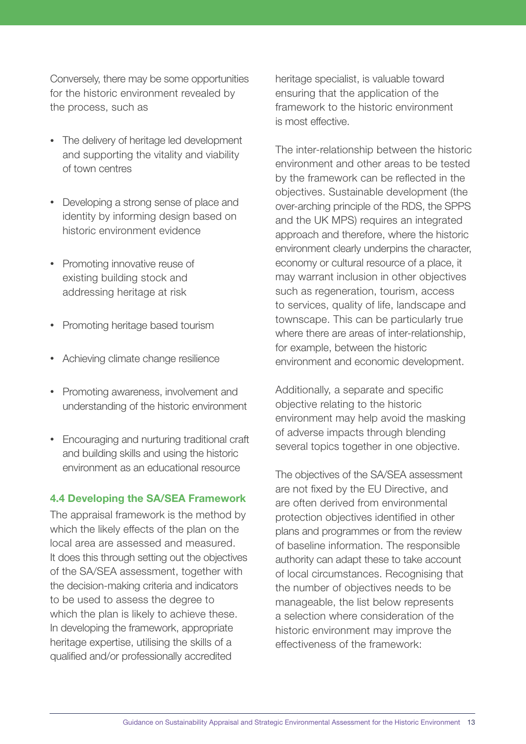Conversely, there may be some opportunities for the historic environment revealed by the process, such as

- The delivery of heritage led development and supporting the vitality and viability of town centres
- Developing a strong sense of place and identity by informing design based on historic environment evidence
- Promoting innovative reuse of existing building stock and addressing heritage at risk
- Promoting heritage based tourism
- Achieving climate change resilience
- Promoting awareness, involvement and understanding of the historic environment
- Encouraging and nurturing traditional craft and building skills and using the historic environment as an educational resource

### 4.4 Developing the SA/SEA Framework

The appraisal framework is the method by which the likely effects of the plan on the local area are assessed and measured. It does this through setting out the objectives of the SA/SEA assessment, together with the decision-making criteria and indicators to be used to assess the degree to which the plan is likely to achieve these. In developing the framework, appropriate heritage expertise, utilising the skills of a qualified and/or professionally accredited heritage specialist, is valuable toward ensuring that the application of the framework to the historic environment is most effective.

The inter-relationship between the historic environment and other areas to be tested by the framework can be reflected in the objectives. Sustainable development (the over-arching principle of the RDS, the SPPS and the UK MPS) requires an integrated approach and therefore, where the historic environment clearly underpins the character, economy or cultural resource of a place, it may warrant inclusion in other objectives such as regeneration, tourism, access to services, quality of life, landscape and townscape. This can be particularly true where there are areas of inter-relationship, for example, between the historic environment and economic development.

Additionally, a separate and specific objective relating to the historic environment may help avoid the masking of adverse impacts through blending several topics together in one objective.

The objectives of the SA/SEA assessment are not fixed by the EU Directive, and are often derived from environmental protection objectives identified in other plans and programmes or from the review of baseline information. The responsible authority can adapt these to take account of local circumstances. Recognising that the number of objectives needs to be manageable, the list below represents a selection where consideration of the historic environment may improve the effectiveness of the framework: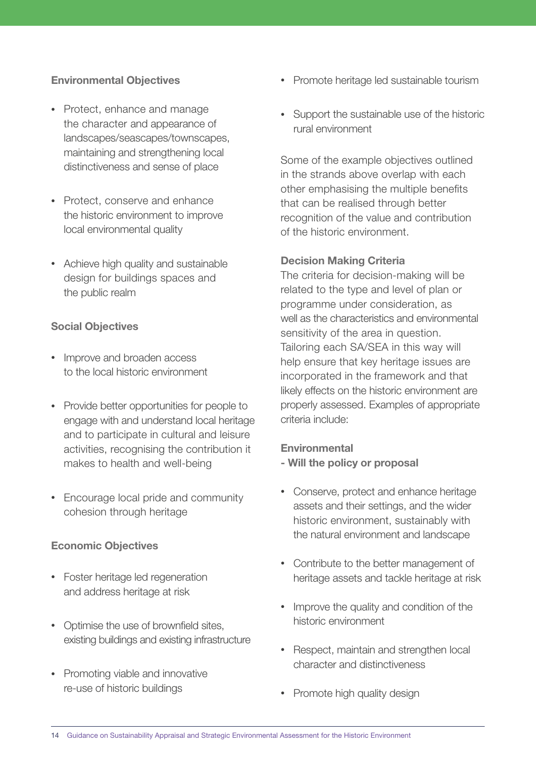**Environmental Objectives**

- Protect, enhance and manage the character and appearance of landscapes/seascapes/townscapes, maintaining and strengthening local distinctiveness and sense of place
- Protect, conserve and enhance the historic environment to improve local environmental quality
- Achieve high quality and sustainable design for buildings spaces and the public realm

**Social Objectives**

- Improve and broaden access to the local historic environment
- Provide better opportunities for people to engage with and understand local heritage and to participate in cultural and leisure activities, recognising the contribution it makes to health and well-being
- Encourage local pride and community cohesion through heritage

**Economic Objectives**

- Foster heritage led regeneration and address heritage at risk
- Optimise the use of brownfield sites, existing buildings and existing infrastructure
- Promoting viable and innovative re-use of historic buildings
- Promote heritage led sustainable tourism
- Support the sustainable use of the historic rural environment

Some of the example objectives outlined in the strands above overlap with each other emphasising the multiple benefits that can be realised through better recognition of the value and contribution of the historic environment.

**Decision Making Criteria**

The criteria for decision-making will be related to the type and level of plan or programme under consideration, as well as the characteristics and environmental sensitivity of the area in question. Tailoring each SA/SEA in this way will help ensure that key heritage issues are incorporated in the framework and that likely effects on the historic environment are properly assessed. Examples of appropriate criteria include:

**Environmental**
**- Will the policy or proposal**

- Conserve, protect and enhance heritage assets and their settings, and the wider historic environment, sustainably with the natural environment and landscape
- Contribute to the better management of heritage assets and tackle heritage at risk
- Improve the quality and condition of the historic environment
- Respect, maintain and strengthen local character and distinctiveness
- Promote high quality design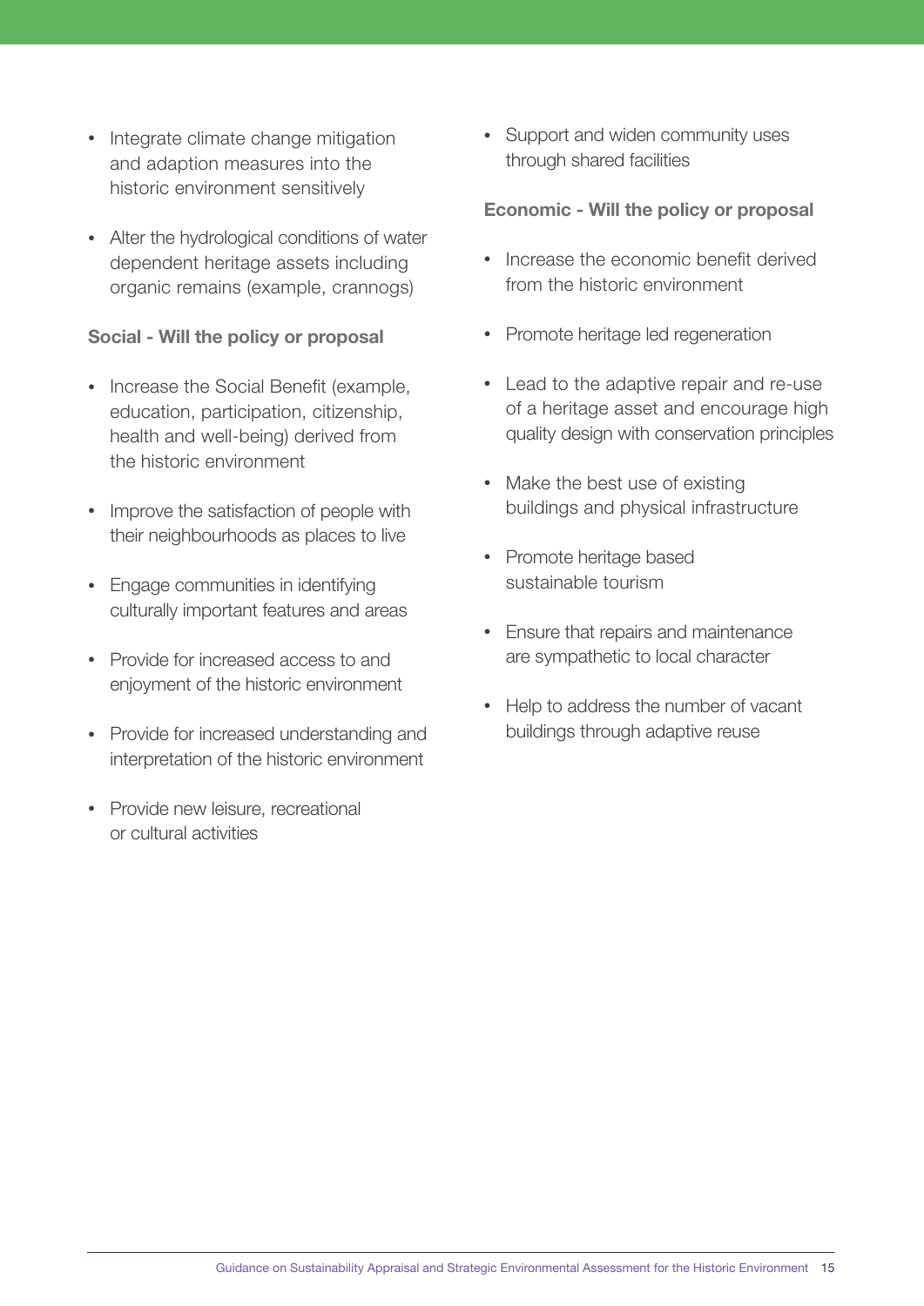- Integrate climate change mitigation and adaption measures into the historic environment sensitively
- Alter the hydrological conditions of water dependent heritage assets including organic remains (example, crannogs)

**Social - Will the policy or proposal**

- Increase the Social Benefit (example, education, participation, citizenship, health and well-being) derived from the historic environment
- Improve the satisfaction of people with their neighbourhoods as places to live
- Engage communities in identifying culturally important features and areas
- Provide for increased access to and enjoyment of the historic environment
- Provide for increased understanding and interpretation of the historic environment
- Provide new leisure, recreational or cultural activities
- Support and widen community uses through shared facilities

**Economic - Will the policy or proposal**

- Increase the economic benefit derived from the historic environment
- Promote heritage led regeneration
- Lead to the adaptive repair and re-use of a heritage asset and encourage high quality design with conservation principles
- Make the best use of existing buildings and physical infrastructure
- Promote heritage based sustainable tourism
- Ensure that repairs and maintenance are sympathetic to local character
- Help to address the number of vacant buildings through adaptive reuse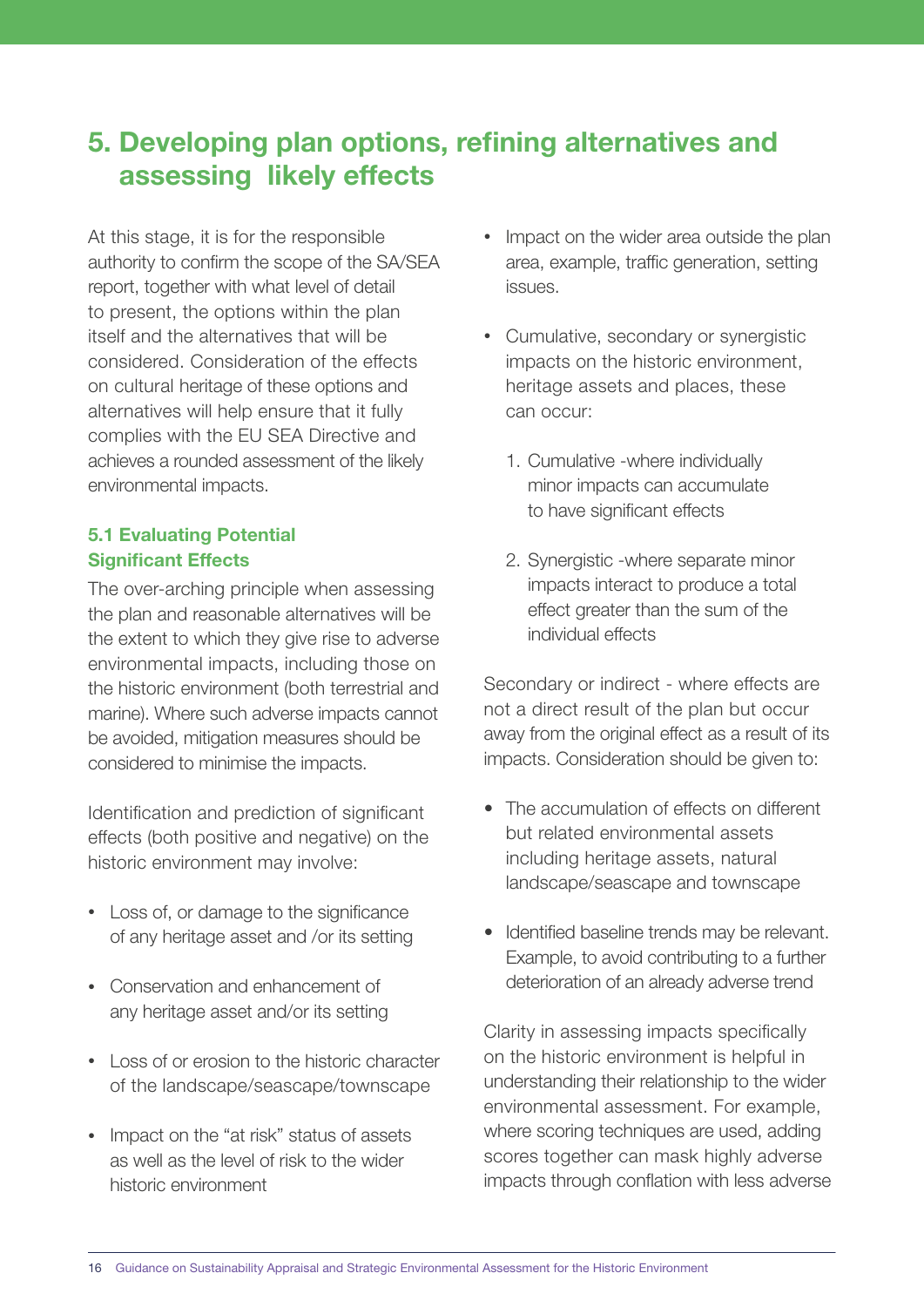# 5. Developing plan options, refining alternatives and assessing likely effects

At this stage, it is for the responsible authority to confirm the scope of the SA/SEA report, together with what level of detail to present, the options within the plan itself and the alternatives that will be considered. Consideration of the effects on cultural heritage of these options and alternatives will help ensure that it fully complies with the EU SEA Directive and achieves a rounded assessment of the likely environmental impacts.

## 5.1 Evaluating Potential Significant Effects

The over-arching principle when assessing the plan and reasonable alternatives will be the extent to which they give rise to adverse environmental impacts, including those on the historic environment (both terrestrial and marine). Where such adverse impacts cannot be avoided, mitigation measures should be considered to minimise the impacts.

Identification and prediction of significant effects (both positive and negative) on the historic environment may involve:

- Loss of, or damage to the significance of any heritage asset and /or its setting
- Conservation and enhancement of any heritage asset and/or its setting
- Loss of or erosion to the historic character of the landscape/seascape/townscape
- Impact on the "at risk" status of assets as well as the level of risk to the wider historic environment
- Impact on the wider area outside the plan area, example, traffic generation, setting issues.
- Cumulative, secondary or synergistic impacts on the historic environment, heritage assets and places, these can occur:
  1. Cumulative -where individually minor impacts can accumulate to have significant effects
  2. Synergistic -where separate minor impacts interact to produce a total effect greater than the sum of the individual effects

Secondary or indirect - where effects are not a direct result of the plan but occur away from the original effect as a result of its impacts. Consideration should be given to:

- The accumulation of effects on different but related environmental assets including heritage assets, natural landscape/seascape and townscape
- Identified baseline trends may be relevant. Example, to avoid contributing to a further deterioration of an already adverse trend

Clarity in assessing impacts specifically on the historic environment is helpful in understanding their relationship to the wider environmental assessment. For example, where scoring techniques are used, adding scores together can mask highly adverse impacts through conflation with less adverse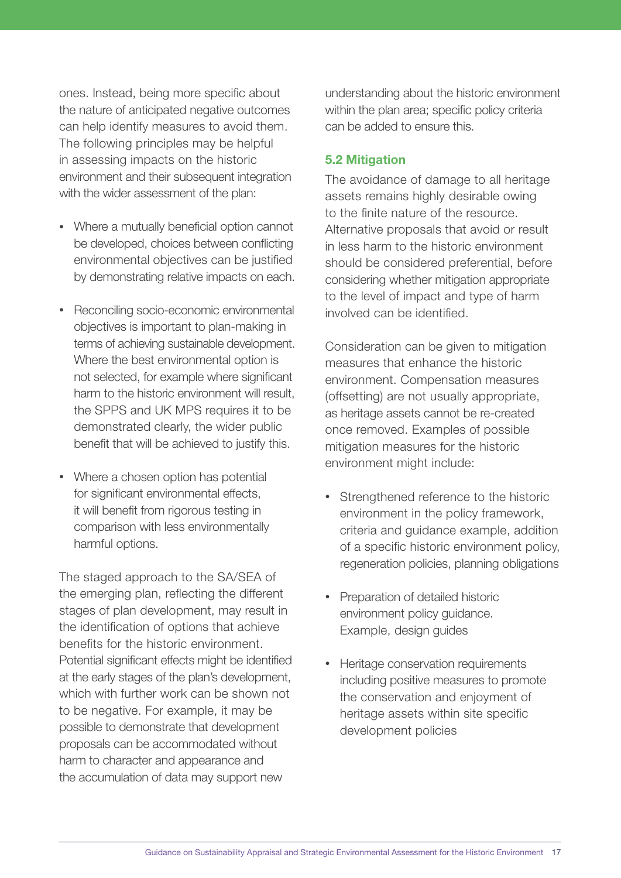ones. Instead, being more specific about the nature of anticipated negative outcomes can help identify measures to avoid them. The following principles may be helpful in assessing impacts on the historic environment and their subsequent integration with the wider assessment of the plan:

- Where a mutually beneficial option cannot be developed, choices between conflicting environmental objectives can be justified by demonstrating relative impacts on each.
- Reconciling socio-economic environmental objectives is important to plan-making in terms of achieving sustainable development. Where the best environmental option is not selected, for example where significant harm to the historic environment will result, the SPPS and UK MPS requires it to be demonstrated clearly, the wider public benefit that will be achieved to justify this.
- Where a chosen option has potential for significant environmental effects, it will benefit from rigorous testing in comparison with less environmentally harmful options.

The staged approach to the SA/SEA of the emerging plan, reflecting the different stages of plan development, may result in the identification of options that achieve benefits for the historic environment. Potential significant effects might be identified at the early stages of the plan's development, which with further work can be shown not to be negative. For example, it may be possible to demonstrate that development proposals can be accommodated without harm to character and appearance and the accumulation of data may support new understanding about the historic environment within the plan area; specific policy criteria can be added to ensure this.

## 5.2 Mitigation

The avoidance of damage to all heritage assets remains highly desirable owing to the finite nature of the resource. Alternative proposals that avoid or result in less harm to the historic environment should be considered preferential, before considering whether mitigation appropriate to the level of impact and type of harm involved can be identified.

Consideration can be given to mitigation measures that enhance the historic environment. Compensation measures (offsetting) are not usually appropriate, as heritage assets cannot be re-created once removed. Examples of possible mitigation measures for the historic environment might include:

- Strengthened reference to the historic environment in the policy framework, criteria and guidance example, addition of a specific historic environment policy, regeneration policies, planning obligations
- Preparation of detailed historic environment policy guidance. Example, design guides
- Heritage conservation requirements including positive measures to promote the conservation and enjoyment of heritage assets within site specific development policies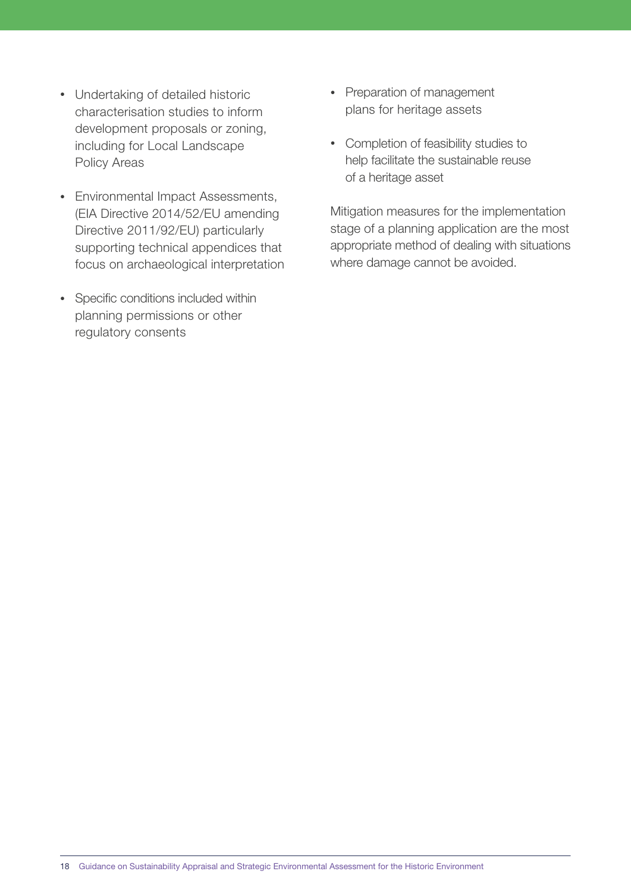- Undertaking of detailed historic characterisation studies to inform development proposals or zoning, including for Local Landscape Policy Areas
- Environmental Impact Assessments, (EIA Directive 2014/52/EU amending Directive 2011/92/EU) particularly supporting technical appendices that focus on archaeological interpretation
- Specific conditions included within planning permissions or other regulatory consents
- Preparation of management plans for heritage assets
- Completion of feasibility studies to help facilitate the sustainable reuse of a heritage asset

Mitigation measures for the implementation stage of a planning application are the most appropriate method of dealing with situations where damage cannot be avoided.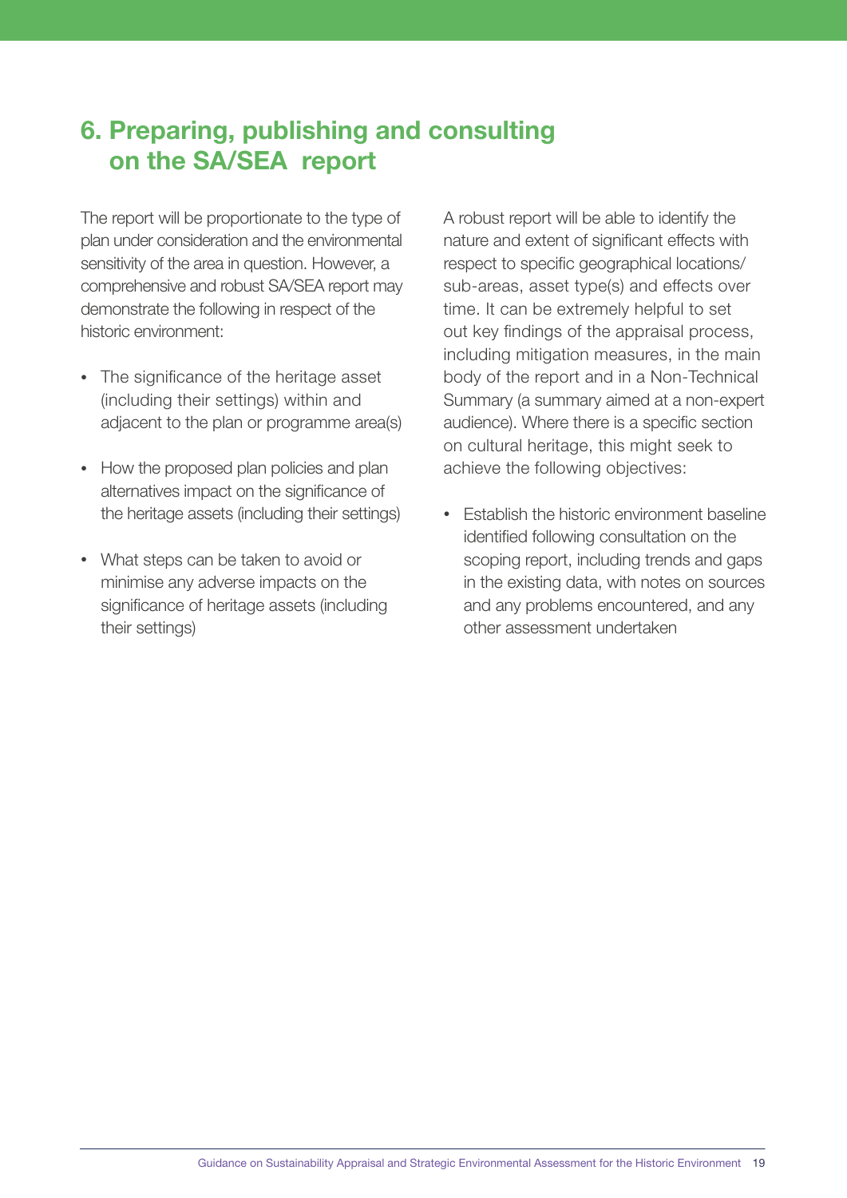# 6. Preparing, publishing and consulting on the SA/SEA report

The report will be proportionate to the type of plan under consideration and the environmental sensitivity of the area in question. However, a comprehensive and robust SA/SEA report may demonstrate the following in respect of the historic environment:

- The significance of the heritage asset (including their settings) within and adjacent to the plan or programme area(s)
- How the proposed plan policies and plan alternatives impact on the significance of the heritage assets (including their settings)
- What steps can be taken to avoid or minimise any adverse impacts on the significance of heritage assets (including their settings)

A robust report will be able to identify the nature and extent of significant effects with respect to specific geographical locations/ sub-areas, asset type(s) and effects over time. It can be extremely helpful to set out key findings of the appraisal process, including mitigation measures, in the main body of the report and in a Non-Technical Summary (a summary aimed at a non-expert audience). Where there is a specific section on cultural heritage, this might seek to achieve the following objectives:

- Establish the historic environment baseline identified following consultation on the scoping report, including trends and gaps in the existing data, with notes on sources and any problems encountered, and any other assessment undertaken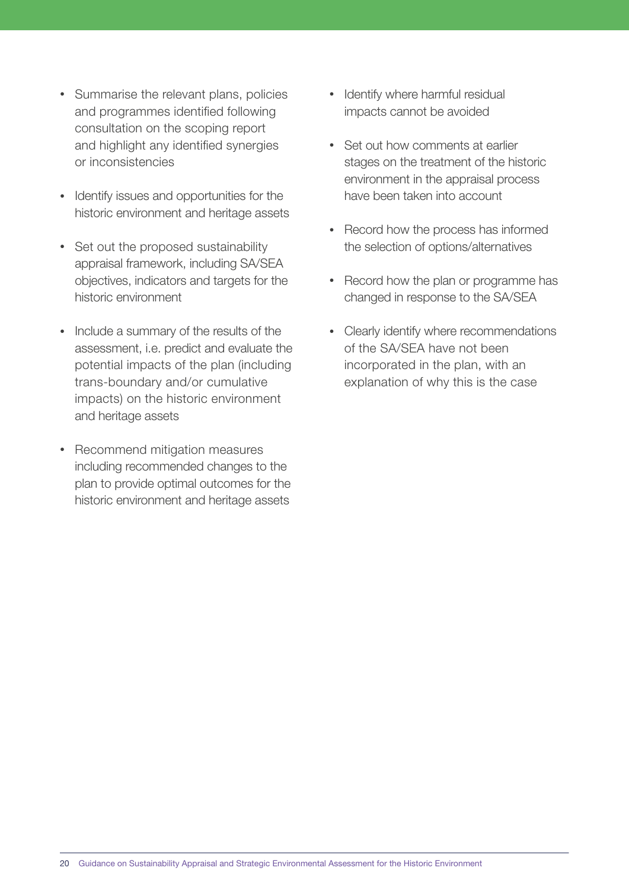- Summarise the relevant plans, policies and programmes identified following consultation on the scoping report and highlight any identified synergies or inconsistencies
- Identify issues and opportunities for the historic environment and heritage assets
- Set out the proposed sustainability appraisal framework, including SA/SEA objectives, indicators and targets for the historic environment
- Include a summary of the results of the assessment, i.e. predict and evaluate the potential impacts of the plan (including trans-boundary and/or cumulative impacts) on the historic environment and heritage assets
- Recommend mitigation measures including recommended changes to the plan to provide optimal outcomes for the historic environment and heritage assets
- Identify where harmful residual impacts cannot be avoided
- Set out how comments at earlier stages on the treatment of the historic environment in the appraisal process have been taken into account
- Record how the process has informed the selection of options/alternatives
- Record how the plan or programme has changed in response to the SA/SEA
- Clearly identify where recommendations of the SA/SEA have not been incorporated in the plan, with an explanation of why this is the case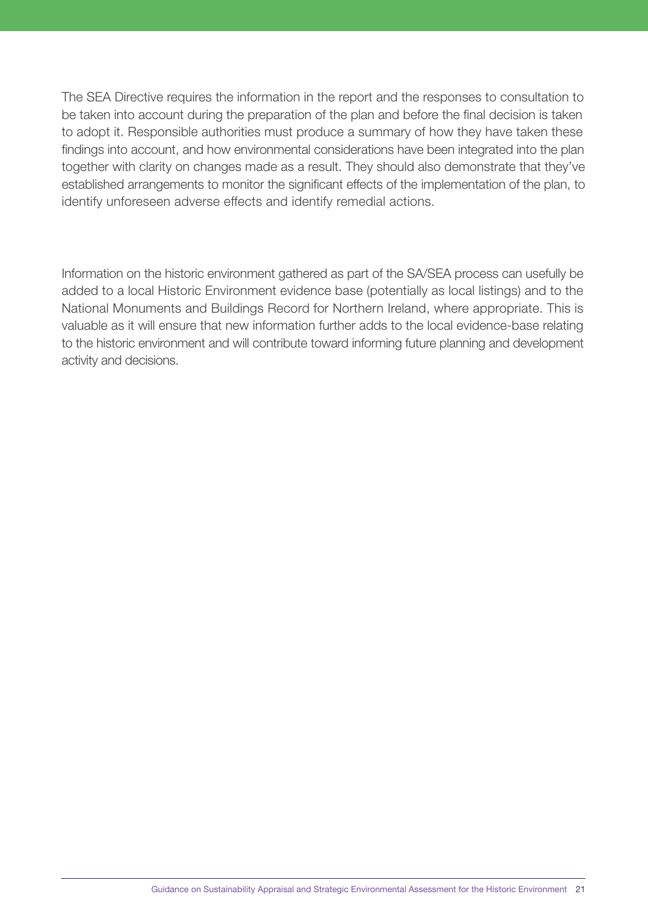The SEA Directive requires the information in the report and the responses to consultation to be taken into account during the preparation of the plan and before the final decision is taken to adopt it. Responsible authorities must produce a summary of how they have taken these findings into account, and how environmental considerations have been integrated into the plan together with clarity on changes made as a result. They should also demonstrate that they've established arrangements to monitor the significant effects of the implementation of the plan, to identify unforeseen adverse effects and identify remedial actions.

Information on the historic environment gathered as part of the SA/SEA process can usefully be added to a local Historic Environment evidence base (potentially as local listings) and to the National Monuments and Buildings Record for Northern Ireland, where appropriate. This is valuable as it will ensure that new information further adds to the local evidence-base relating to the historic environment and will contribute toward informing future planning and development activity and decisions.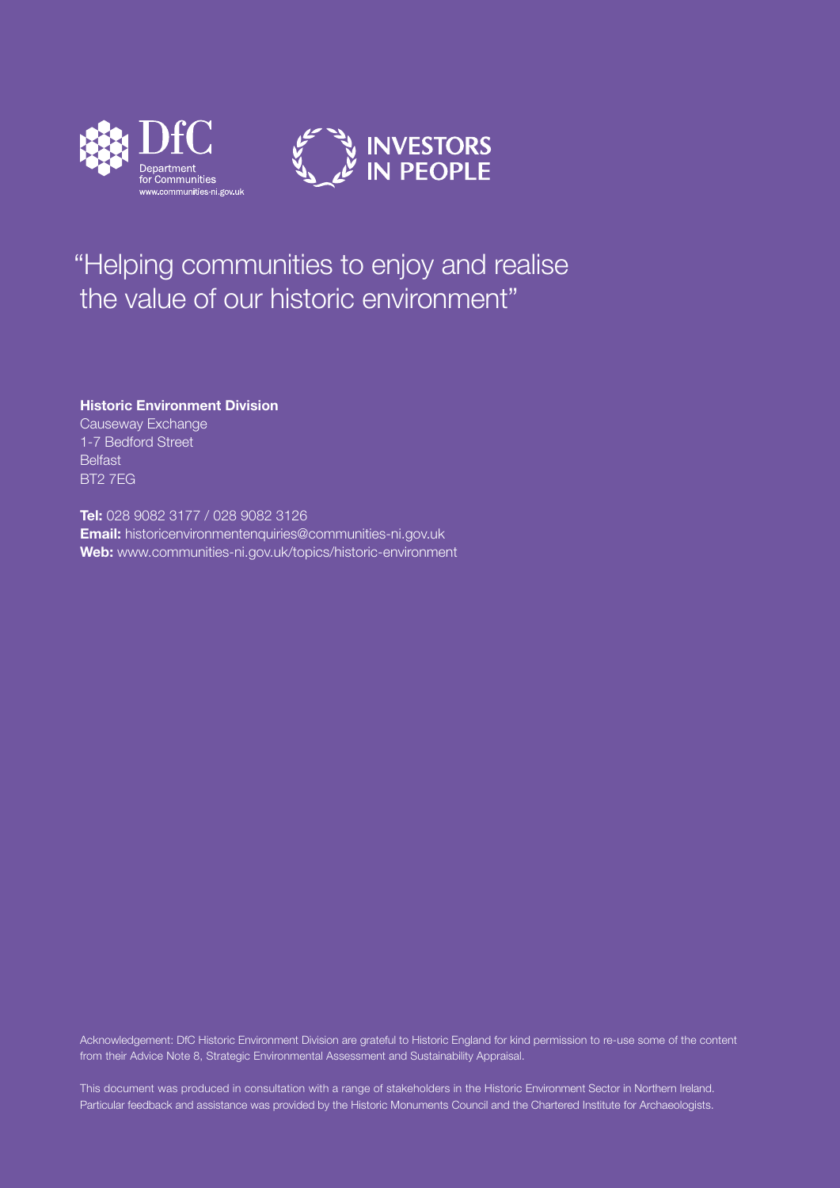DfC

Department for Communities
www.communities-ni.gov.uk

INVESTORS IN PEOPLE

"Helping communities to enjoy and realise the value of our historic environment"

**Historic Environment Division**
Causeway Exchange
1-7 Bedford Street
Belfast
BT2 7EG

**Tel:** 028 9082 3177 / 028 9082 3126
**Email:** historicenvironmentenquiries@communities-ni.gov.uk
**Web:** www.communities-ni.gov.uk/topics/historic-environment

Acknowledgement: DfC Historic Environment Division are grateful to Historic England for kind permission to re-use some of the content from their Advice Note 8, Strategic Environmental Assessment and Sustainability Appraisal.

This document was produced in consultation with a range of stakeholders in the Historic Environment Sector in Northern Ireland. Particular feedback and assistance was provided by the Historic Monuments Council and the Chartered Institute for Archaeologists.